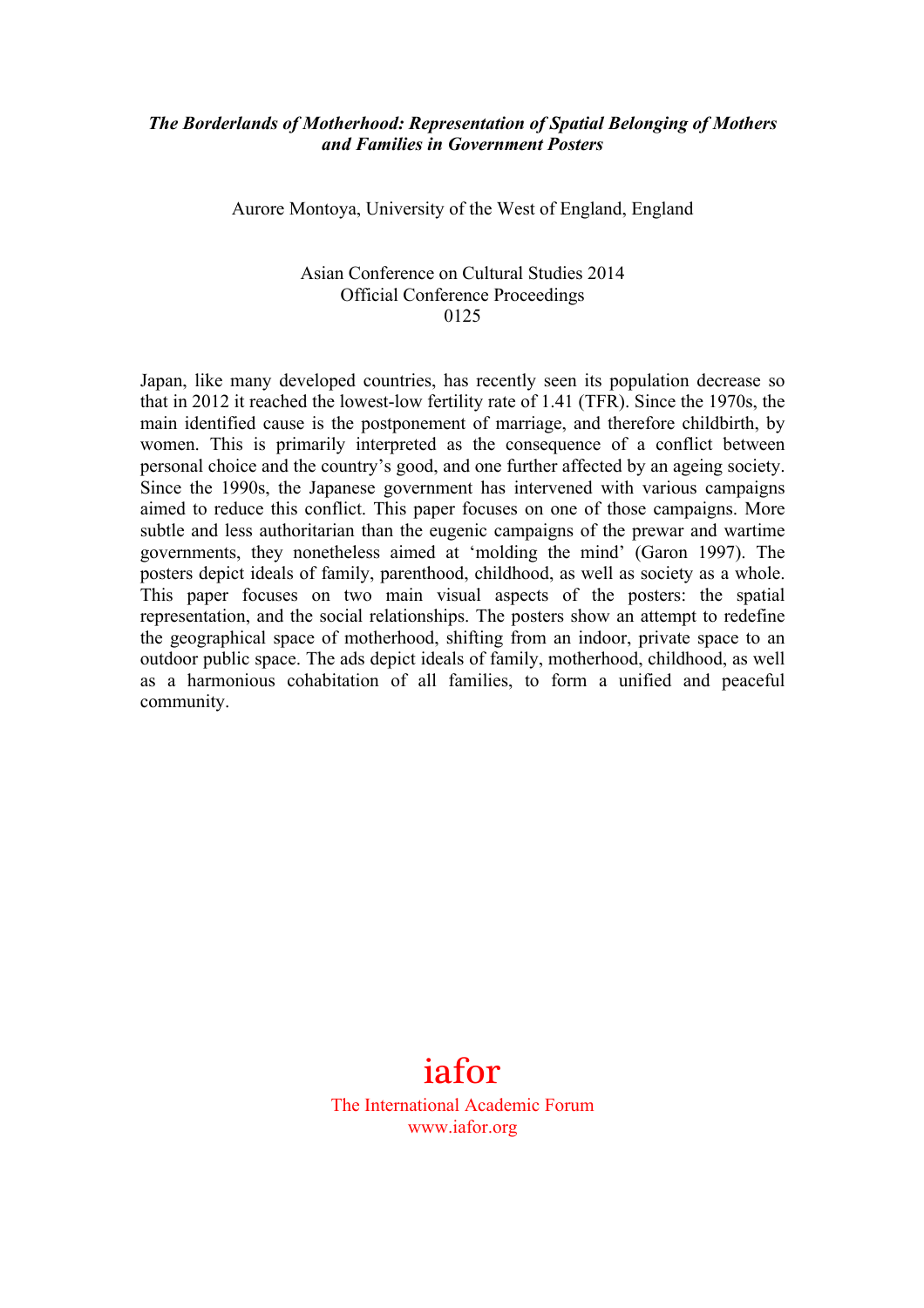***The Borderlands of Motherhood: Representation of Spatial Belonging of Mothers and Families in Government Posters***

Aurore Montoya, University of the West of England, England

Asian Conference on Cultural Studies 2014
Official Conference Proceedings
0125

Japan, like many developed countries, has recently seen its population decrease so that in 2012 it reached the lowest-low fertility rate of 1.41 (TFR). Since the 1970s, the main identified cause is the postponement of marriage, and therefore childbirth, by women. This is primarily interpreted as the consequence of a conflict between personal choice and the country's good, and one further affected by an ageing society. Since the 1990s, the Japanese government has intervened with various campaigns aimed to reduce this conflict. This paper focuses on one of those campaigns. More subtle and less authoritarian than the eugenic campaigns of the prewar and wartime governments, they nonetheless aimed at 'molding the mind' (Garon 1997). The posters depict ideals of family, parenthood, childhood, as well as society as a whole. This paper focuses on two main visual aspects of the posters: the spatial representation, and the social relationships. The posters show an attempt to redefine the geographical space of motherhood, shifting from an indoor, private space to an outdoor public space. The ads depict ideals of family, motherhood, childhood, as well as a harmonious cohabitation of all families, to form a unified and peaceful community.

iafor
The International Academic Forum
www.iafor.org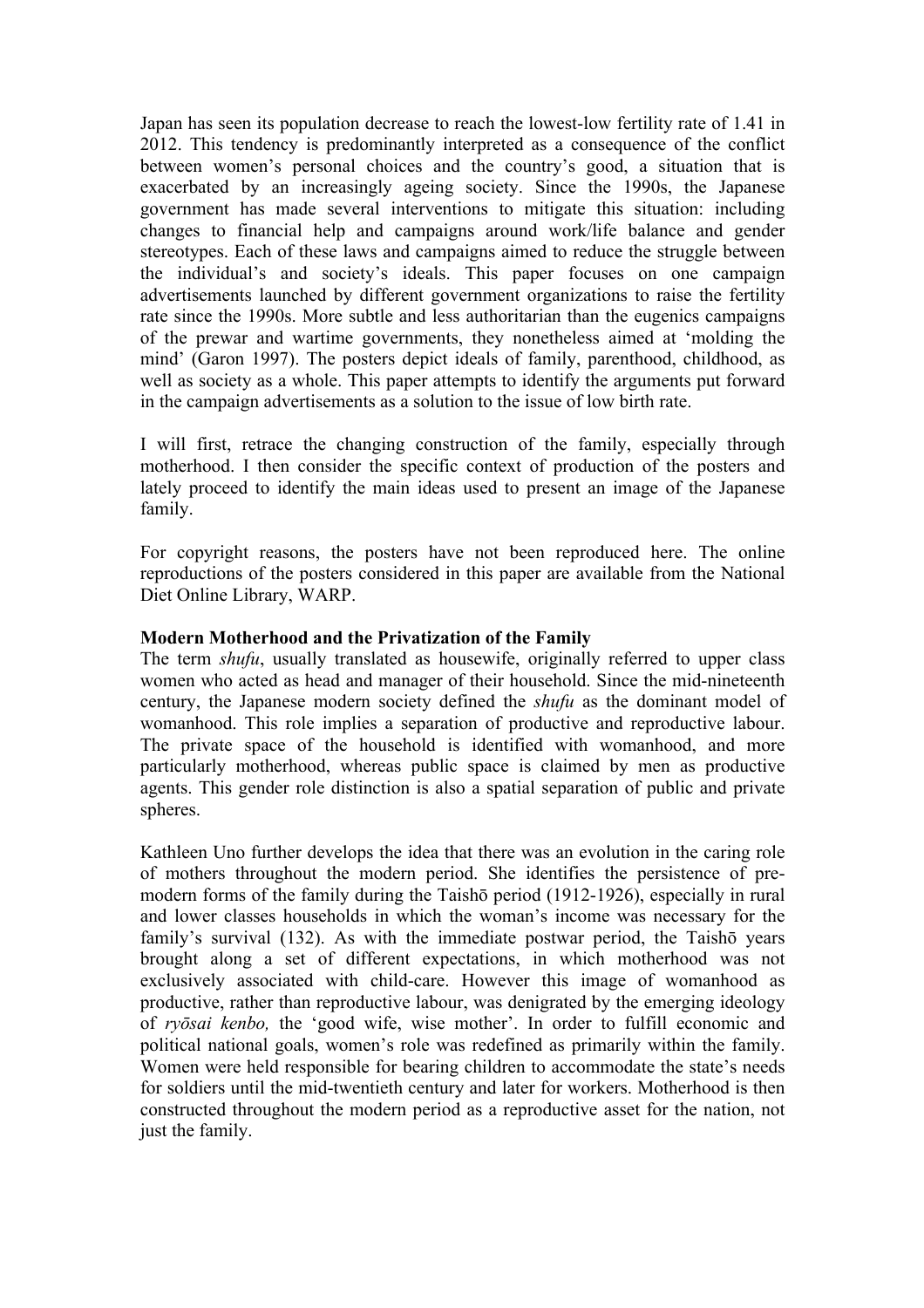Japan has seen its population decrease to reach the lowest-low fertility rate of 1.41 in 2012. This tendency is predominantly interpreted as a consequence of the conflict between women's personal choices and the country's good, a situation that is exacerbated by an increasingly ageing society. Since the 1990s, the Japanese government has made several interventions to mitigate this situation: including changes to financial help and campaigns around work/life balance and gender stereotypes. Each of these laws and campaigns aimed to reduce the struggle between the individual's and society's ideals. This paper focuses on one campaign advertisements launched by different government organizations to raise the fertility rate since the 1990s. More subtle and less authoritarian than the eugenics campaigns of the prewar and wartime governments, they nonetheless aimed at 'molding the mind' (Garon 1997). The posters depict ideals of family, parenthood, childhood, as well as society as a whole. This paper attempts to identify the arguments put forward in the campaign advertisements as a solution to the issue of low birth rate.

I will first, retrace the changing construction of the family, especially through motherhood. I then consider the specific context of production of the posters and lately proceed to identify the main ideas used to present an image of the Japanese family.

For copyright reasons, the posters have not been reproduced here. The online reproductions of the posters considered in this paper are available from the National Diet Online Library, WARP.

**Modern Motherhood and the Privatization of the Family**

The term *shufu*, usually translated as housewife, originally referred to upper class women who acted as head and manager of their household. Since the mid-nineteenth century, the Japanese modern society defined the *shufu* as the dominant model of womanhood. This role implies a separation of productive and reproductive labour. The private space of the household is identified with womanhood, and more particularly motherhood, whereas public space is claimed by men as productive agents. This gender role distinction is also a spatial separation of public and private spheres.

Kathleen Uno further develops the idea that there was an evolution in the caring role of mothers throughout the modern period. She identifies the persistence of pre-modern forms of the family during the Taishō period (1912-1926), especially in rural and lower classes households in which the woman's income was necessary for the family's survival (132). As with the immediate postwar period, the Taishō years brought along a set of different expectations, in which motherhood was not exclusively associated with child-care. However this image of womanhood as productive, rather than reproductive labour, was denigrated by the emerging ideology of *ryōsai kenbo,* the 'good wife, wise mother'. In order to fulfill economic and political national goals, women's role was redefined as primarily within the family. Women were held responsible for bearing children to accommodate the state's needs for soldiers until the mid-twentieth century and later for workers. Motherhood is then constructed throughout the modern period as a reproductive asset for the nation, not just the family.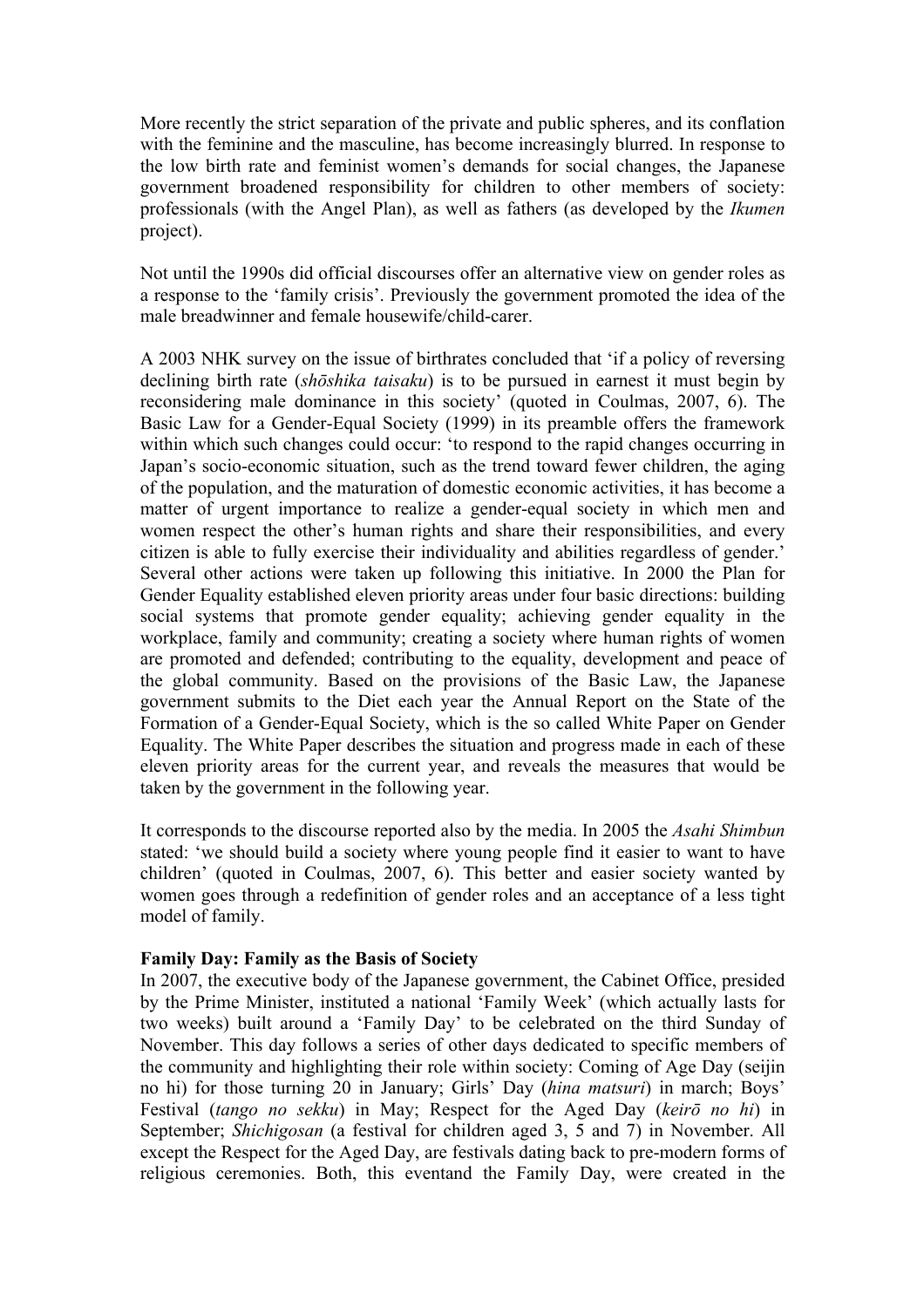More recently the strict separation of the private and public spheres, and its conflation with the feminine and the masculine, has become increasingly blurred. In response to the low birth rate and feminist women's demands for social changes, the Japanese government broadened responsibility for children to other members of society: professionals (with the Angel Plan), as well as fathers (as developed by the *Ikumen* project).

Not until the 1990s did official discourses offer an alternative view on gender roles as a response to the 'family crisis'. Previously the government promoted the idea of the male breadwinner and female housewife/child-carer.

A 2003 NHK survey on the issue of birthrates concluded that 'if a policy of reversing declining birth rate (*shōshika taisaku*) is to be pursued in earnest it must begin by reconsidering male dominance in this society' (quoted in Coulmas, 2007, 6). The Basic Law for a Gender-Equal Society (1999) in its preamble offers the framework within which such changes could occur: 'to respond to the rapid changes occurring in Japan's socio-economic situation, such as the trend toward fewer children, the aging of the population, and the maturation of domestic economic activities, it has become a matter of urgent importance to realize a gender-equal society in which men and women respect the other's human rights and share their responsibilities, and every citizen is able to fully exercise their individuality and abilities regardless of gender.' Several other actions were taken up following this initiative. In 2000 the Plan for Gender Equality established eleven priority areas under four basic directions: building social systems that promote gender equality; achieving gender equality in the workplace, family and community; creating a society where human rights of women are promoted and defended; contributing to the equality, development and peace of the global community. Based on the provisions of the Basic Law, the Japanese government submits to the Diet each year the Annual Report on the State of the Formation of a Gender-Equal Society, which is the so called White Paper on Gender Equality. The White Paper describes the situation and progress made in each of these eleven priority areas for the current year, and reveals the measures that would be taken by the government in the following year.

It corresponds to the discourse reported also by the media. In 2005 the *Asahi Shimbun* stated: 'we should build a society where young people find it easier to want to have children' (quoted in Coulmas, 2007, 6). This better and easier society wanted by women goes through a redefinition of gender roles and an acceptance of a less tight model of family.

**Family Day: Family as the Basis of Society**

In 2007, the executive body of the Japanese government, the Cabinet Office, presided by the Prime Minister, instituted a national 'Family Week' (which actually lasts for two weeks) built around a 'Family Day' to be celebrated on the third Sunday of November. This day follows a series of other days dedicated to specific members of the community and highlighting their role within society: Coming of Age Day (seijin no hi) for those turning 20 in January; Girls' Day (*hina matsuri*) in march; Boys' Festival (*tango no sekku*) in May; Respect for the Aged Day (*keirō no hi*) in September; *Shichigosan* (a festival for children aged 3, 5 and 7) in November. All except the Respect for the Aged Day, are festivals dating back to pre-modern forms of religious ceremonies. Both, this eventand the Family Day, were created in the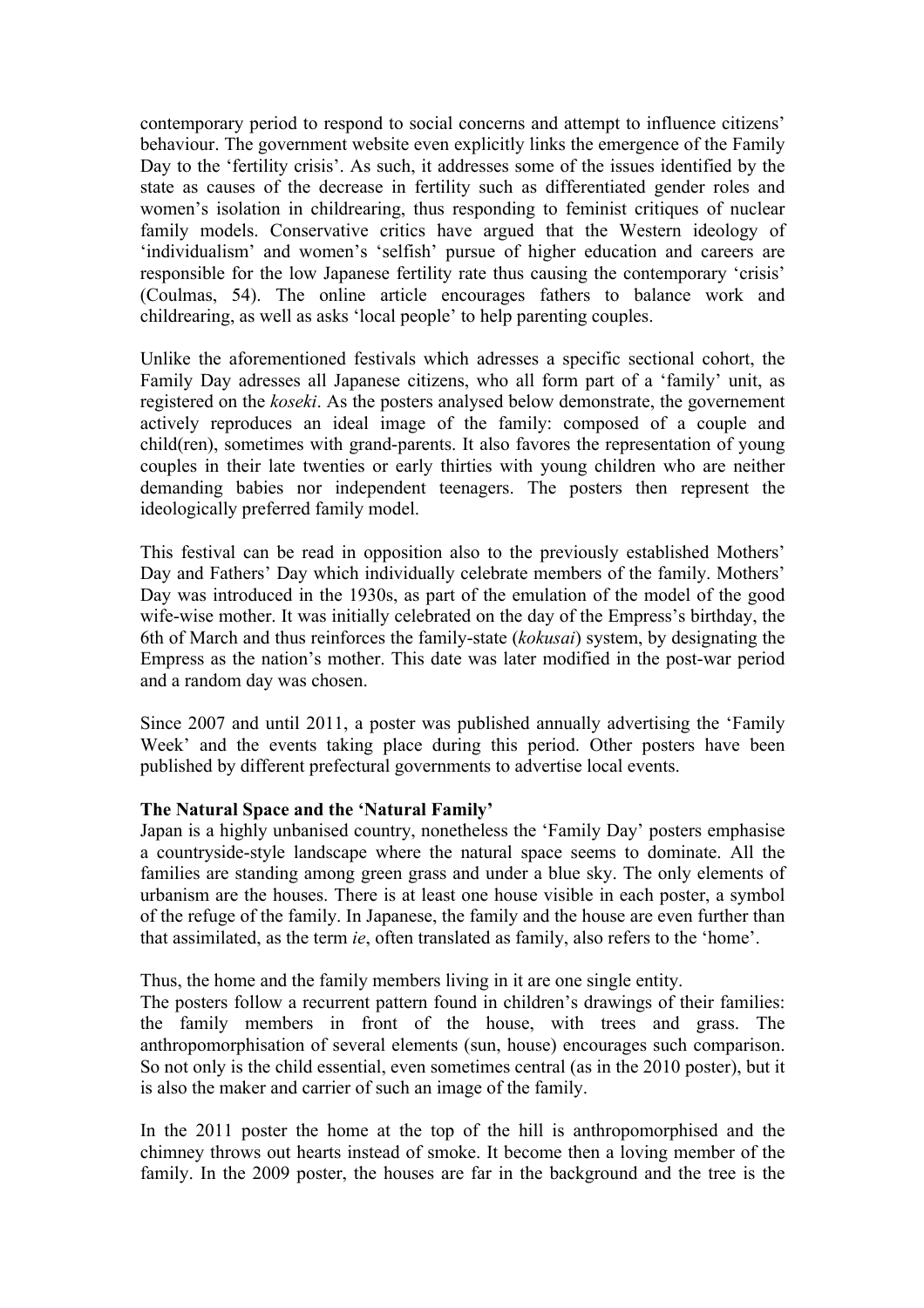contemporary period to respond to social concerns and attempt to influence citizens' behaviour. The government website even explicitly links the emergence of the Family Day to the 'fertility crisis'. As such, it addresses some of the issues identified by the state as causes of the decrease in fertility such as differentiated gender roles and women's isolation in childrearing, thus responding to feminist critiques of nuclear family models. Conservative critics have argued that the Western ideology of 'individualism' and women's 'selfish' pursue of higher education and careers are responsible for the low Japanese fertility rate thus causing the contemporary 'crisis' (Coulmas, 54). The online article encourages fathers to balance work and childrearing, as well as asks 'local people' to help parenting couples.

Unlike the aforementioned festivals which adresses a specific sectional cohort, the Family Day adresses all Japanese citizens, who all form part of a 'family' unit, as registered on the *koseki*. As the posters analysed below demonstrate, the governement actively reproduces an ideal image of the family: composed of a couple and child(ren), sometimes with grand-parents. It also favores the representation of young couples in their late twenties or early thirties with young children who are neither demanding babies nor independent teenagers. The posters then represent the ideologically preferred family model.

This festival can be read in opposition also to the previously established Mothers' Day and Fathers' Day which individually celebrate members of the family. Mothers' Day was introduced in the 1930s, as part of the emulation of the model of the good wife-wise mother. It was initially celebrated on the day of the Empress's birthday, the 6th of March and thus reinforces the family-state (*kokusai*) system, by designating the Empress as the nation's mother. This date was later modified in the post-war period and a random day was chosen.

Since 2007 and until 2011, a poster was published annually advertising the 'Family Week' and the events taking place during this period. Other posters have been published by different prefectural governments to advertise local events.

**The Natural Space and the 'Natural Family'**

Japan is a highly unbanised country, nonetheless the 'Family Day' posters emphasise a countryside-style landscape where the natural space seems to dominate. All the families are standing among green grass and under a blue sky. The only elements of urbanism are the houses. There is at least one house visible in each poster, a symbol of the refuge of the family. In Japanese, the family and the house are even further than that assimilated, as the term *ie*, often translated as family, also refers to the 'home'.

Thus, the home and the family members living in it are one single entity.

The posters follow a recurrent pattern found in children's drawings of their families: the family members in front of the house, with trees and grass. The anthropomorphisation of several elements (sun, house) encourages such comparison. So not only is the child essential, even sometimes central (as in the 2010 poster), but it is also the maker and carrier of such an image of the family.

In the 2011 poster the home at the top of the hill is anthropomorphised and the chimney throws out hearts instead of smoke. It become then a loving member of the family. In the 2009 poster, the houses are far in the background and the tree is the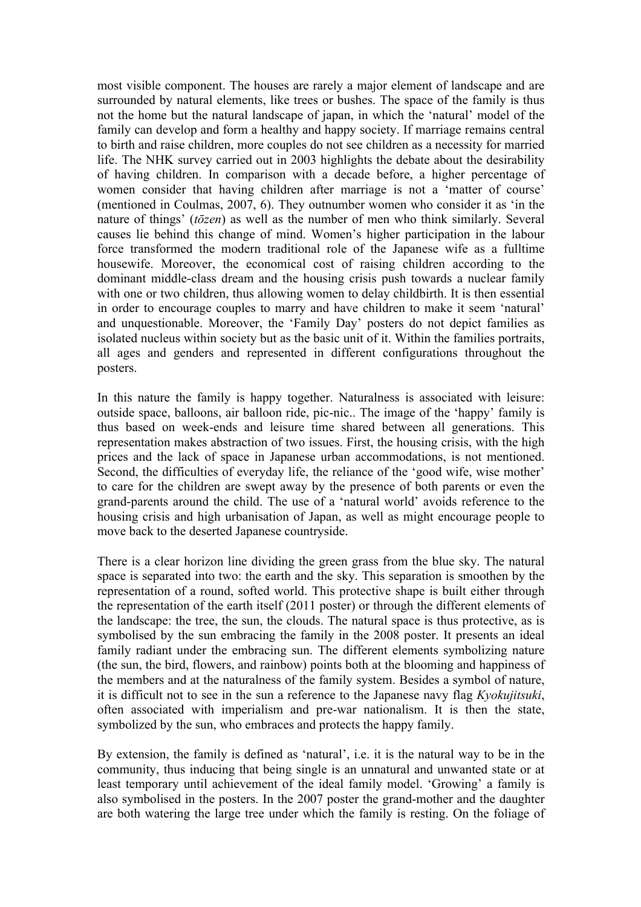most visible component. The houses are rarely a major element of landscape and are surrounded by natural elements, like trees or bushes. The space of the family is thus not the home but the natural landscape of japan, in which the 'natural' model of the family can develop and form a healthy and happy society. If marriage remains central to birth and raise children, more couples do not see children as a necessity for married life. The NHK survey carried out in 2003 highlights the debate about the desirability of having children. In comparison with a decade before, a higher percentage of women consider that having children after marriage is not a 'matter of course' (mentioned in Coulmas, 2007, 6). They outnumber women who consider it as 'in the nature of things' (*tōzen*) as well as the number of men who think similarly. Several causes lie behind this change of mind. Women's higher participation in the labour force transformed the modern traditional role of the Japanese wife as a fulltime housewife. Moreover, the economical cost of raising children according to the dominant middle-class dream and the housing crisis push towards a nuclear family with one or two children, thus allowing women to delay childbirth. It is then essential in order to encourage couples to marry and have children to make it seem 'natural' and unquestionable. Moreover, the 'Family Day' posters do not depict families as isolated nucleus within society but as the basic unit of it. Within the families portraits, all ages and genders and represented in different configurations throughout the posters.

In this nature the family is happy together. Naturalness is associated with leisure: outside space, balloons, air balloon ride, pic-nic.. The image of the 'happy' family is thus based on week-ends and leisure time shared between all generations. This representation makes abstraction of two issues. First, the housing crisis, with the high prices and the lack of space in Japanese urban accommodations, is not mentioned. Second, the difficulties of everyday life, the reliance of the 'good wife, wise mother' to care for the children are swept away by the presence of both parents or even the grand-parents around the child. The use of a 'natural world' avoids reference to the housing crisis and high urbanisation of Japan, as well as might encourage people to move back to the deserted Japanese countryside.

There is a clear horizon line dividing the green grass from the blue sky. The natural space is separated into two: the earth and the sky. This separation is smoothen by the representation of a round, softed world. This protective shape is built either through the representation of the earth itself (2011 poster) or through the different elements of the landscape: the tree, the sun, the clouds. The natural space is thus protective, as is symbolised by the sun embracing the family in the 2008 poster. It presents an ideal family radiant under the embracing sun. The different elements symbolizing nature (the sun, the bird, flowers, and rainbow) points both at the blooming and happiness of the members and at the naturalness of the family system. Besides a symbol of nature, it is difficult not to see in the sun a reference to the Japanese navy flag *Kyokujitsuki*, often associated with imperialism and pre-war nationalism. It is then the state, symbolized by the sun, who embraces and protects the happy family.

By extension, the family is defined as 'natural', i.e. it is the natural way to be in the community, thus inducing that being single is an unnatural and unwanted state or at least temporary until achievement of the ideal family model. 'Growing' a family is also symbolised in the posters. In the 2007 poster the grand-mother and the daughter are both watering the large tree under which the family is resting. On the foliage of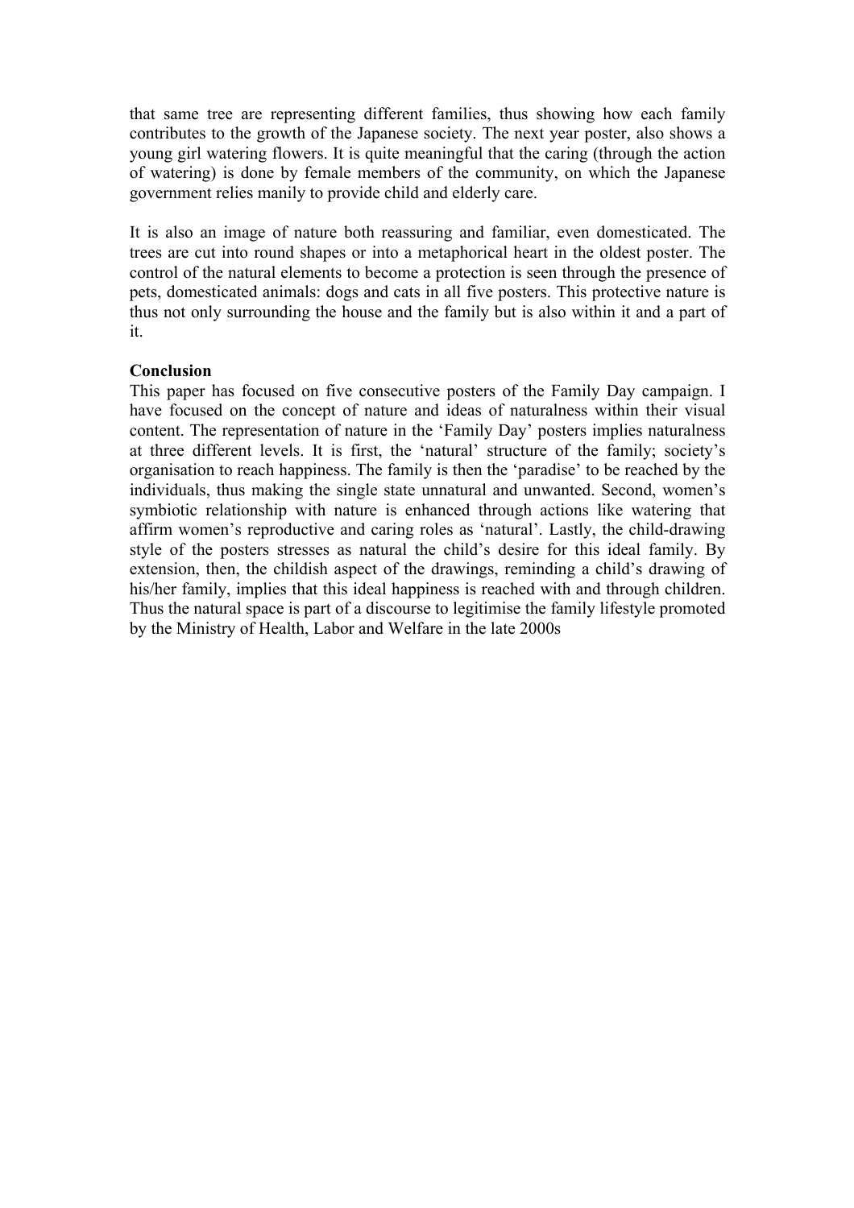that same tree are representing different families, thus showing how each family contributes to the growth of the Japanese society. The next year poster, also shows a young girl watering flowers. It is quite meaningful that the caring (through the action of watering) is done by female members of the community, on which the Japanese government relies manily to provide child and elderly care.

It is also an image of nature both reassuring and familiar, even domesticated. The trees are cut into round shapes or into a metaphorical heart in the oldest poster. The control of the natural elements to become a protection is seen through the presence of pets, domesticated animals: dogs and cats in all five posters. This protective nature is thus not only surrounding the house and the family but is also within it and a part of it.

**Conclusion**

This paper has focused on five consecutive posters of the Family Day campaign. I have focused on the concept of nature and ideas of naturalness within their visual content. The representation of nature in the 'Family Day' posters implies naturalness at three different levels. It is first, the 'natural' structure of the family; society's organisation to reach happiness. The family is then the 'paradise' to be reached by the individuals, thus making the single state unnatural and unwanted. Second, women's symbiotic relationship with nature is enhanced through actions like watering that affirm women's reproductive and caring roles as 'natural'. Lastly, the child-drawing style of the posters stresses as natural the child's desire for this ideal family. By extension, then, the childish aspect of the drawings, reminding a child's drawing of his/her family, implies that this ideal happiness is reached with and through children. Thus the natural space is part of a discourse to legitimise the family lifestyle promoted by the Ministry of Health, Labor and Welfare in the late 2000s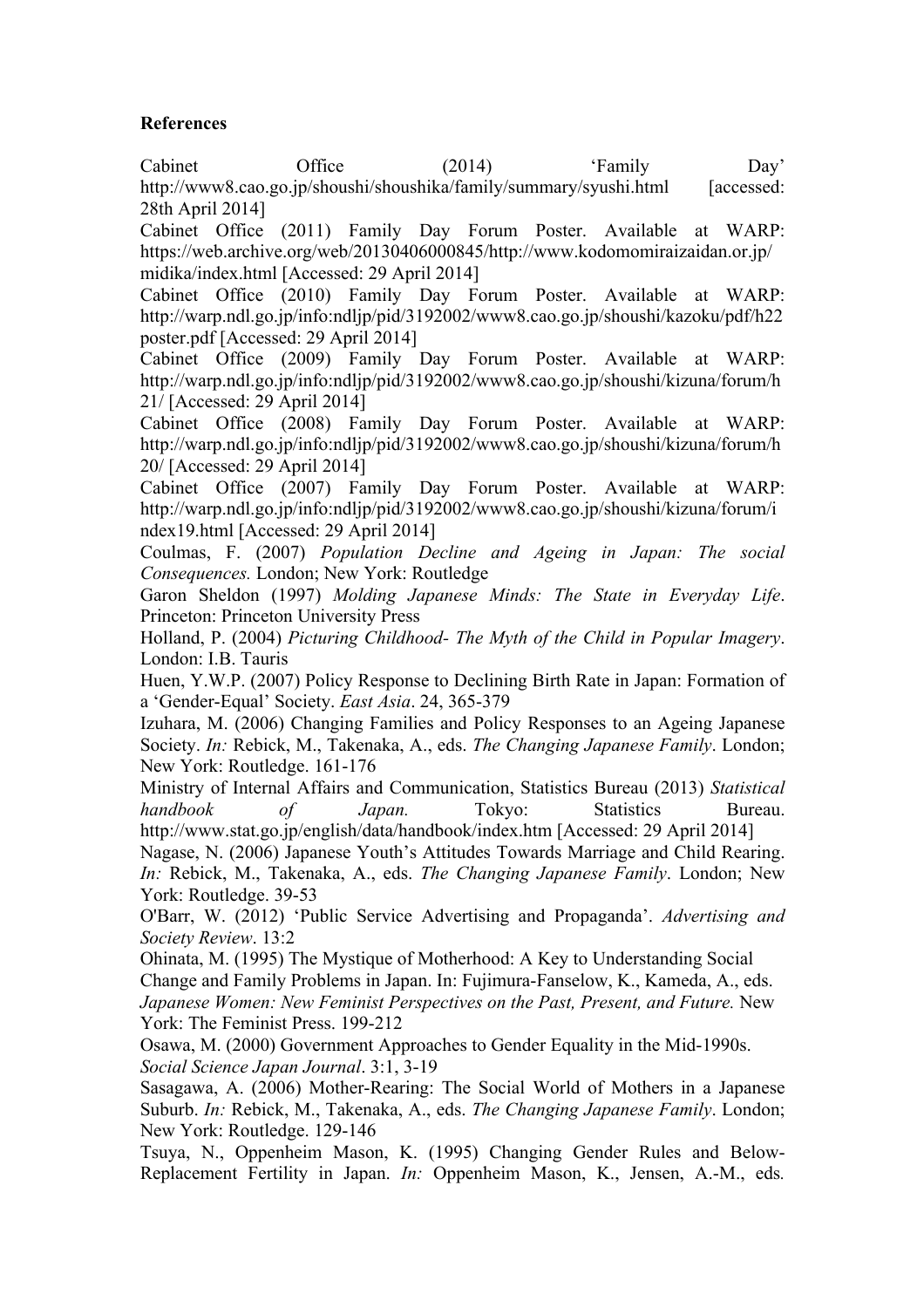**References**

Cabinet Office (2014) 'Family Day' http://www8.cao.go.jp/shoushi/shoushika/family/summary/syushi.html [accessed: 28th April 2014]

Cabinet Office (2011) Family Day Forum Poster. Available at WARP: https://web.archive.org/web/20130406000845/http://www.kodomomiraizaidan.or.jp/midika/index.html [Accessed: 29 April 2014]

Cabinet Office (2010) Family Day Forum Poster. Available at WARP: http://warp.ndl.go.jp/info:ndljp/pid/3192002/www8.cao.go.jp/shoushi/kazoku/pdf/h22poster.pdf [Accessed: 29 April 2014]

Cabinet Office (2009) Family Day Forum Poster. Available at WARP: http://warp.ndl.go.jp/info:ndljp/pid/3192002/www8.cao.go.jp/shoushi/kizuna/forum/h21/ [Accessed: 29 April 2014]

Cabinet Office (2008) Family Day Forum Poster. Available at WARP: http://warp.ndl.go.jp/info:ndljp/pid/3192002/www8.cao.go.jp/shoushi/kizuna/forum/h20/ [Accessed: 29 April 2014]

Cabinet Office (2007) Family Day Forum Poster. Available at WARP: http://warp.ndl.go.jp/info:ndljp/pid/3192002/www8.cao.go.jp/shoushi/kizuna/forum/index19.html [Accessed: 29 April 2014]

Coulmas, F. (2007) *Population Decline and Ageing in Japan: The social Consequences.* London; New York: Routledge

Garon Sheldon (1997) *Molding Japanese Minds: The State in Everyday Life*. Princeton: Princeton University Press

Holland, P. (2004) *Picturing Childhood- The Myth of the Child in Popular Imagery*. London: I.B. Tauris

Huen, Y.W.P. (2007) Policy Response to Declining Birth Rate in Japan: Formation of a 'Gender-Equal' Society. *East Asia*. 24, 365-379

Izuhara, M. (2006) Changing Families and Policy Responses to an Ageing Japanese Society. *In:* Rebick, M., Takenaka, A., eds. *The Changing Japanese Family*. London; New York: Routledge. 161-176

Ministry of Internal Affairs and Communication, Statistics Bureau (2013) *Statistical handbook of Japan.* Tokyo: Statistics Bureau. http://www.stat.go.jp/english/data/handbook/index.htm [Accessed: 29 April 2014]

Nagase, N. (2006) Japanese Youth's Attitudes Towards Marriage and Child Rearing. *In:* Rebick, M., Takenaka, A., eds. *The Changing Japanese Family*. London; New York: Routledge. 39-53

O'Barr, W. (2012) 'Public Service Advertising and Propaganda'. *Advertising and Society Review*. 13:2

Ohinata, M. (1995) The Mystique of Motherhood: A Key to Understanding Social Change and Family Problems in Japan. In: Fujimura-Fanselow, K., Kameda, A., eds. *Japanese Women: New Feminist Perspectives on the Past, Present, and Future.* New York: The Feminist Press. 199-212

Osawa, M. (2000) Government Approaches to Gender Equality in the Mid-1990s. *Social Science Japan Journal*. 3:1, 3-19

Sasagawa, A. (2006) Mother-Rearing: The Social World of Mothers in a Japanese Suburb. *In:* Rebick, M., Takenaka, A., eds. *The Changing Japanese Family*. London; New York: Routledge. 129-146

Tsuya, N., Oppenheim Mason, K. (1995) Changing Gender Rules and Below-Replacement Fertility in Japan. *In:* Oppenheim Mason, K., Jensen, A.-M., eds.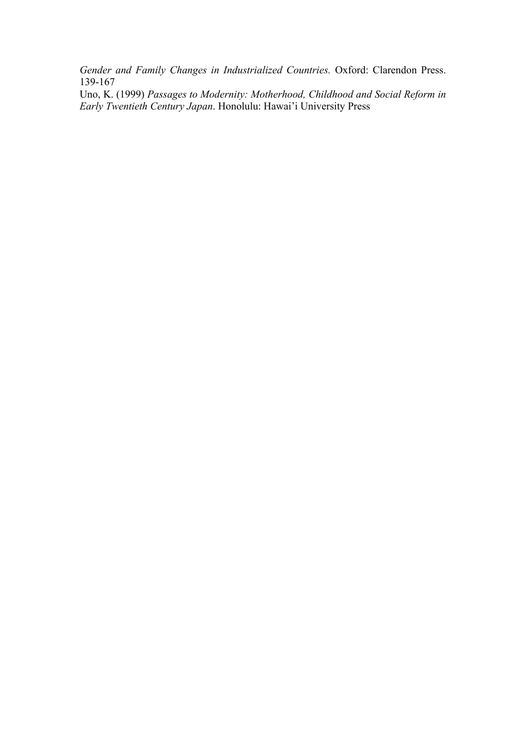*Gender and Family Changes in Industrialized Countries.* Oxford: Clarendon Press. 139-167

Uno, K. (1999) *Passages to Modernity: Motherhood, Childhood and Social Reform in Early Twentieth Century Japan*. Honolulu: Hawai'i University Press